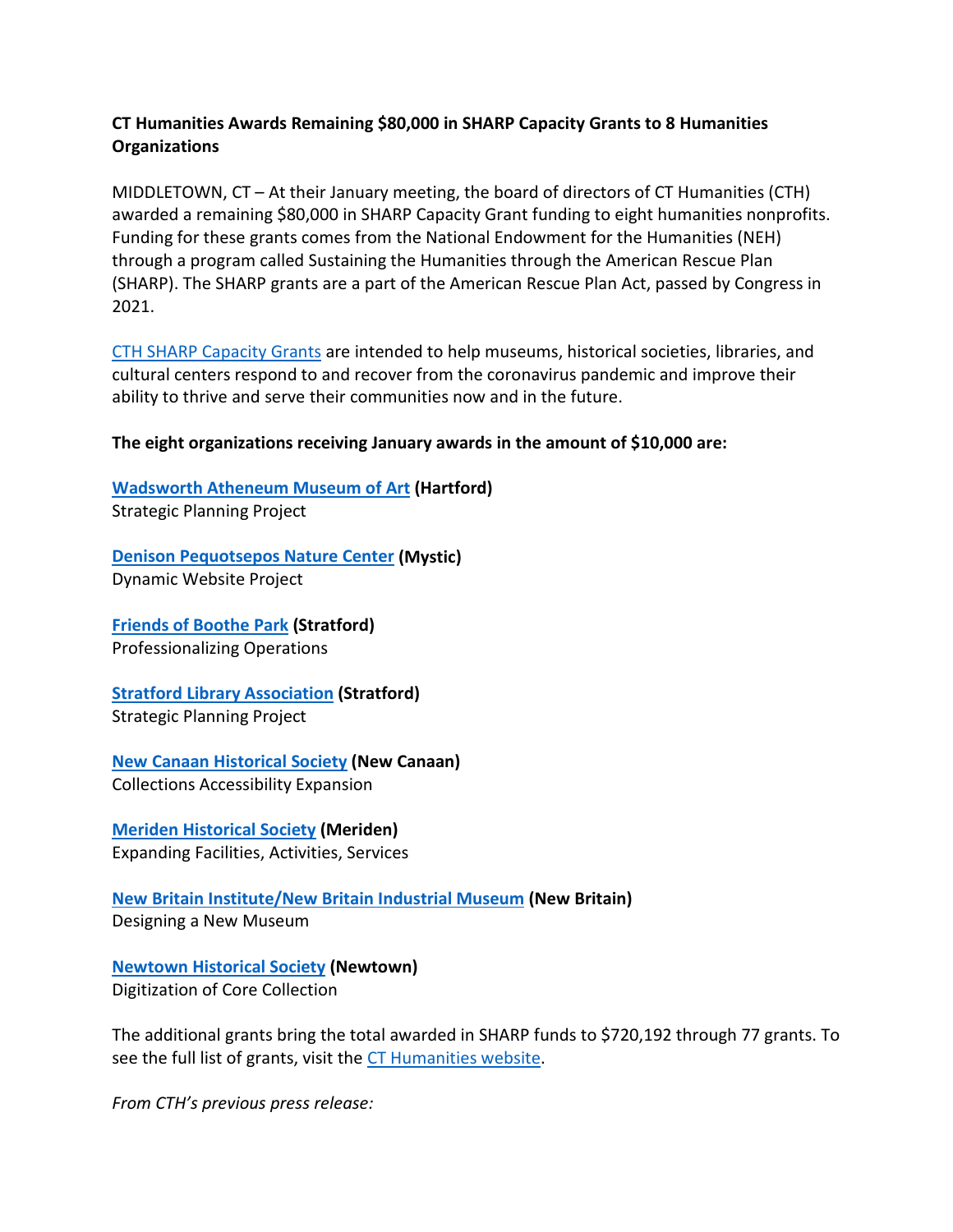**CT Humanities Awards Remaining $80,000 in SHARP Capacity Grants to 8 Humanities Organizations**

MIDDLETOWN, CT – At their January meeting, the board of directors of CT Humanities (CTH) awarded a remaining $80,000 in SHARP Capacity Grant funding to eight humanities nonprofits. Funding for these grants comes from the National Endowment for the Humanities (NEH) through a program called Sustaining the Humanities through the American Rescue Plan (SHARP). The SHARP grants are a part of the American Rescue Plan Act, passed by Congress in 2021.

CTH SHARP Capacity Grants are intended to help museums, historical societies, libraries, and cultural centers respond to and recover from the coronavirus pandemic and improve their ability to thrive and serve their communities now and in the future.

**The eight organizations receiving January awards in the amount of $10,000 are:**

**Wadsworth Atheneum Museum of Art (Hartford)**
Strategic Planning Project

**Denison Pequotsepos Nature Center (Mystic)**
Dynamic Website Project

**Friends of Boothe Park (Stratford)**
Professionalizing Operations

**Stratford Library Association (Stratford)**
Strategic Planning Project

**New Canaan Historical Society (New Canaan)**
Collections Accessibility Expansion

**Meriden Historical Society (Meriden)**
Expanding Facilities, Activities, Services

**New Britain Institute/New Britain Industrial Museum (New Britain)**
Designing a New Museum

**Newtown Historical Society (Newtown)**
Digitization of Core Collection

The additional grants bring the total awarded in SHARP funds to $720,192 through 77 grants. To see the full list of grants, visit the CT Humanities website.

*From CTH's previous press release:*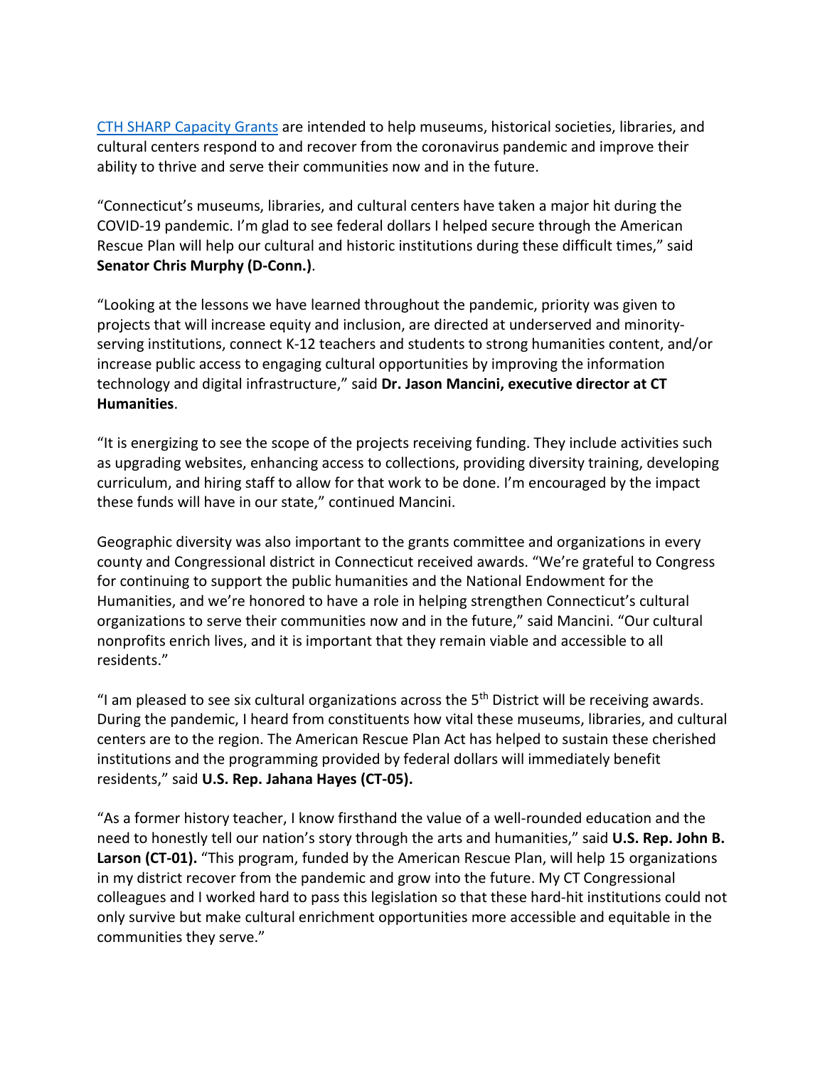[CTH SHARP Capacity Grants]() are intended to help museums, historical societies, libraries, and cultural centers respond to and recover from the coronavirus pandemic and improve their ability to thrive and serve their communities now and in the future.

"Connecticut's museums, libraries, and cultural centers have taken a major hit during the COVID-19 pandemic. I'm glad to see federal dollars I helped secure through the American Rescue Plan will help our cultural and historic institutions during these difficult times," said **Senator Chris Murphy (D-Conn.)**.

"Looking at the lessons we have learned throughout the pandemic, priority was given to projects that will increase equity and inclusion, are directed at underserved and minority-serving institutions, connect K-12 teachers and students to strong humanities content, and/or increase public access to engaging cultural opportunities by improving the information technology and digital infrastructure," said **Dr. Jason Mancini, executive director at CT Humanities**.

"It is energizing to see the scope of the projects receiving funding. They include activities such as upgrading websites, enhancing access to collections, providing diversity training, developing curriculum, and hiring staff to allow for that work to be done. I'm encouraged by the impact these funds will have in our state," continued Mancini.

Geographic diversity was also important to the grants committee and organizations in every county and Congressional district in Connecticut received awards. "We're grateful to Congress for continuing to support the public humanities and the National Endowment for the Humanities, and we're honored to have a role in helping strengthen Connecticut's cultural organizations to serve their communities now and in the future," said Mancini. "Our cultural nonprofits enrich lives, and it is important that they remain viable and accessible to all residents."

"I am pleased to see six cultural organizations across the 5th District will be receiving awards. During the pandemic, I heard from constituents how vital these museums, libraries, and cultural centers are to the region. The American Rescue Plan Act has helped to sustain these cherished institutions and the programming provided by federal dollars will immediately benefit residents," said **U.S. Rep. Jahana Hayes (CT-05).**

"As a former history teacher, I know firsthand the value of a well-rounded education and the need to honestly tell our nation's story through the arts and humanities," said **U.S. Rep. John B. Larson (CT-01).** "This program, funded by the American Rescue Plan, will help 15 organizations in my district recover from the pandemic and grow into the future. My CT Congressional colleagues and I worked hard to pass this legislation so that these hard-hit institutions could not only survive but make cultural enrichment opportunities more accessible and equitable in the communities they serve."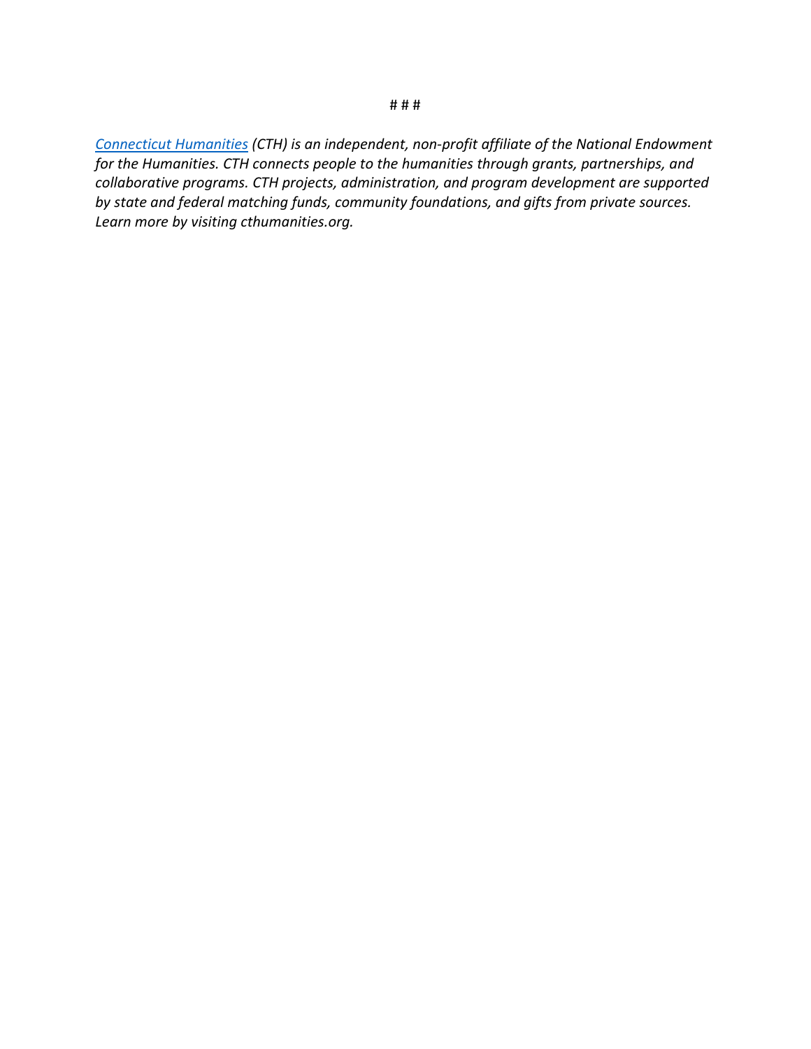# # #

*[Connecticut Humanities](https://cthumanities.org) (CTH) is an independent, non-profit affiliate of the National Endowment for the Humanities. CTH connects people to the humanities through grants, partnerships, and collaborative programs. CTH projects, administration, and program development are supported by state and federal matching funds, community foundations, and gifts from private sources. Learn more by visiting cthumanities.org.*